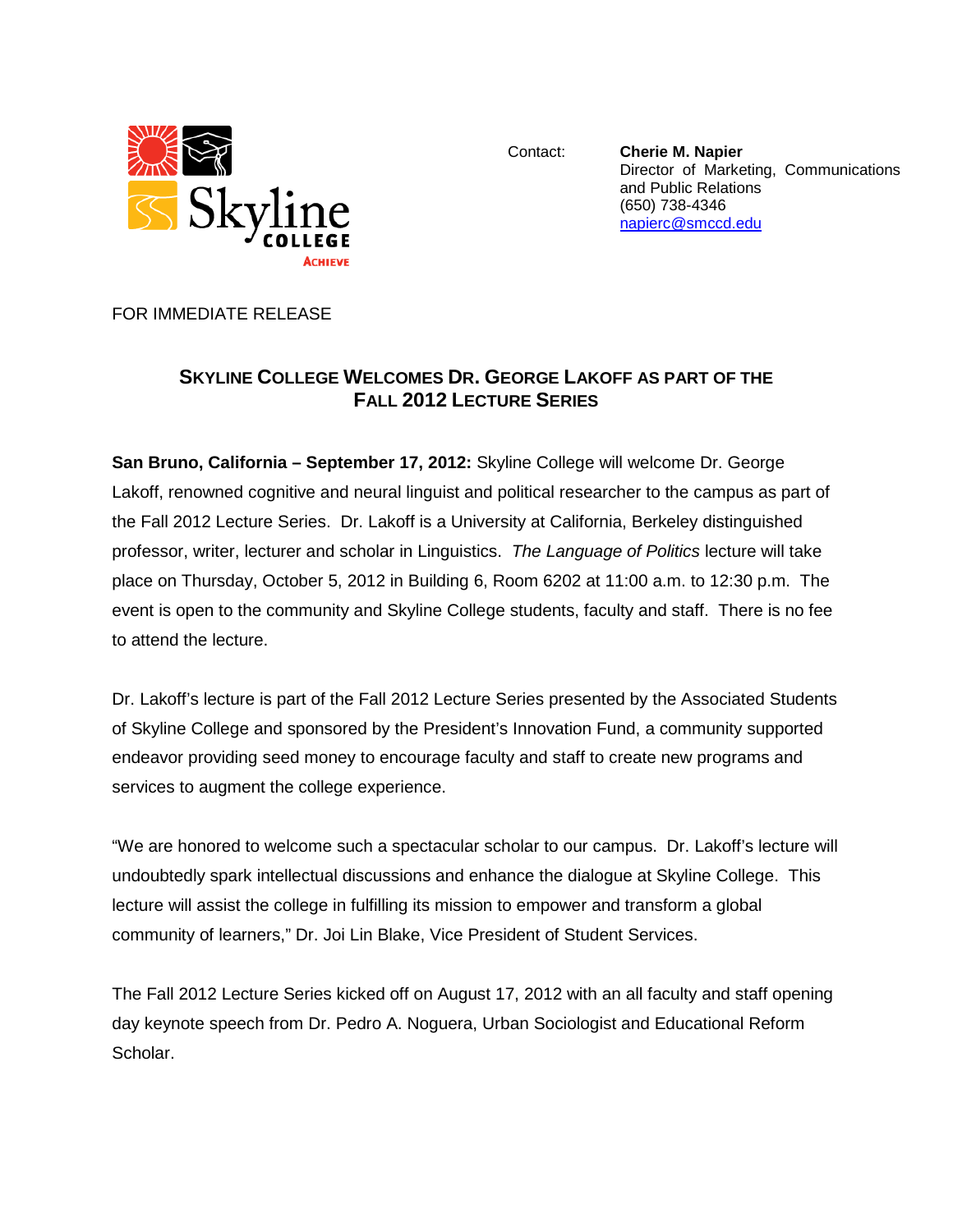Skyline College
Achieve

Contact: **Cherie M. Napier**
Director of Marketing, Communications and Public Relations
(650) 738-4346
napierc@smccd.edu

FOR IMMEDIATE RELEASE

## SKYLINE COLLEGE WELCOMES DR. GEORGE LAKOFF AS PART OF THE FALL 2012 LECTURE SERIES

**San Bruno, California – September 17, 2012:** Skyline College will welcome Dr. George Lakoff, renowned cognitive and neural linguist and political researcher to the campus as part of the Fall 2012 Lecture Series. Dr. Lakoff is a University at California, Berkeley distinguished professor, writer, lecturer and scholar in Linguistics. *The Language of Politics* lecture will take place on Thursday, October 5, 2012 in Building 6, Room 6202 at 11:00 a.m. to 12:30 p.m. The event is open to the community and Skyline College students, faculty and staff. There is no fee to attend the lecture.

Dr. Lakoff's lecture is part of the Fall 2012 Lecture Series presented by the Associated Students of Skyline College and sponsored by the President's Innovation Fund, a community supported endeavor providing seed money to encourage faculty and staff to create new programs and services to augment the college experience.

"We are honored to welcome such a spectacular scholar to our campus. Dr. Lakoff's lecture will undoubtedly spark intellectual discussions and enhance the dialogue at Skyline College. This lecture will assist the college in fulfilling its mission to empower and transform a global community of learners," Dr. Joi Lin Blake, Vice President of Student Services.

The Fall 2012 Lecture Series kicked off on August 17, 2012 with an all faculty and staff opening day keynote speech from Dr. Pedro A. Noguera, Urban Sociologist and Educational Reform Scholar.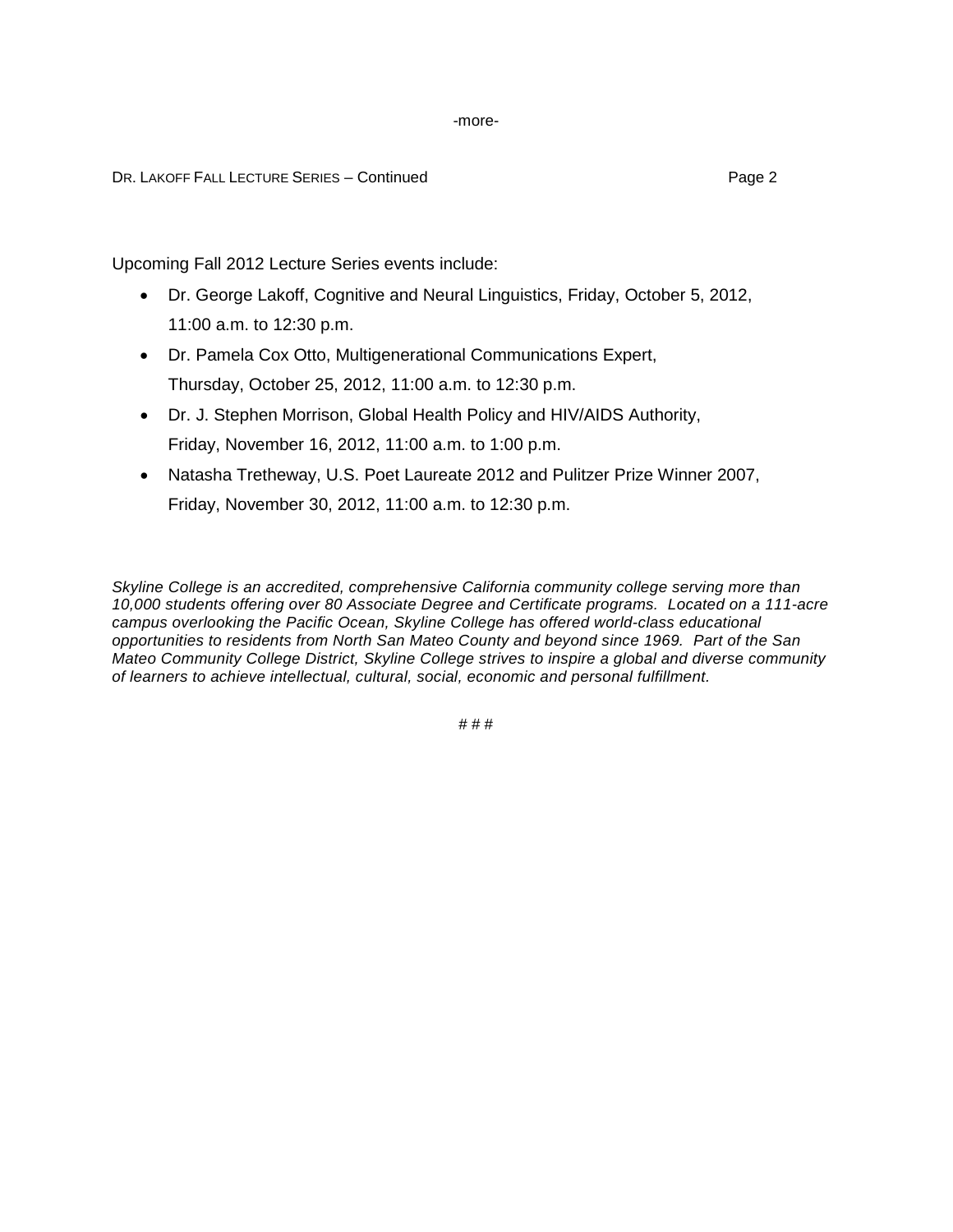-more-

Upcoming Fall 2012 Lecture Series events include:

- Dr. George Lakoff, Cognitive and Neural Linguistics, Friday, October 5, 2012, 11:00 a.m. to 12:30 p.m.
- Dr. Pamela Cox Otto, Multigenerational Communications Expert, Thursday, October 25, 2012, 11:00 a.m. to 12:30 p.m.
- Dr. J. Stephen Morrison, Global Health Policy and HIV/AIDS Authority, Friday, November 16, 2012, 11:00 a.m. to 1:00 p.m.
- Natasha Tretheway, U.S. Poet Laureate 2012 and Pulitzer Prize Winner 2007, Friday, November 30, 2012, 11:00 a.m. to 12:30 p.m.

*Skyline College is an accredited, comprehensive California community college serving more than 10,000 students offering over 80 Associate Degree and Certificate programs. Located on a 111-acre campus overlooking the Pacific Ocean, Skyline College has offered world-class educational opportunities to residents from North San Mateo County and beyond since 1969. Part of the San Mateo Community College District, Skyline College strives to inspire a global and diverse community of learners to achieve intellectual, cultural, social, economic and personal fulfillment.*

# # #